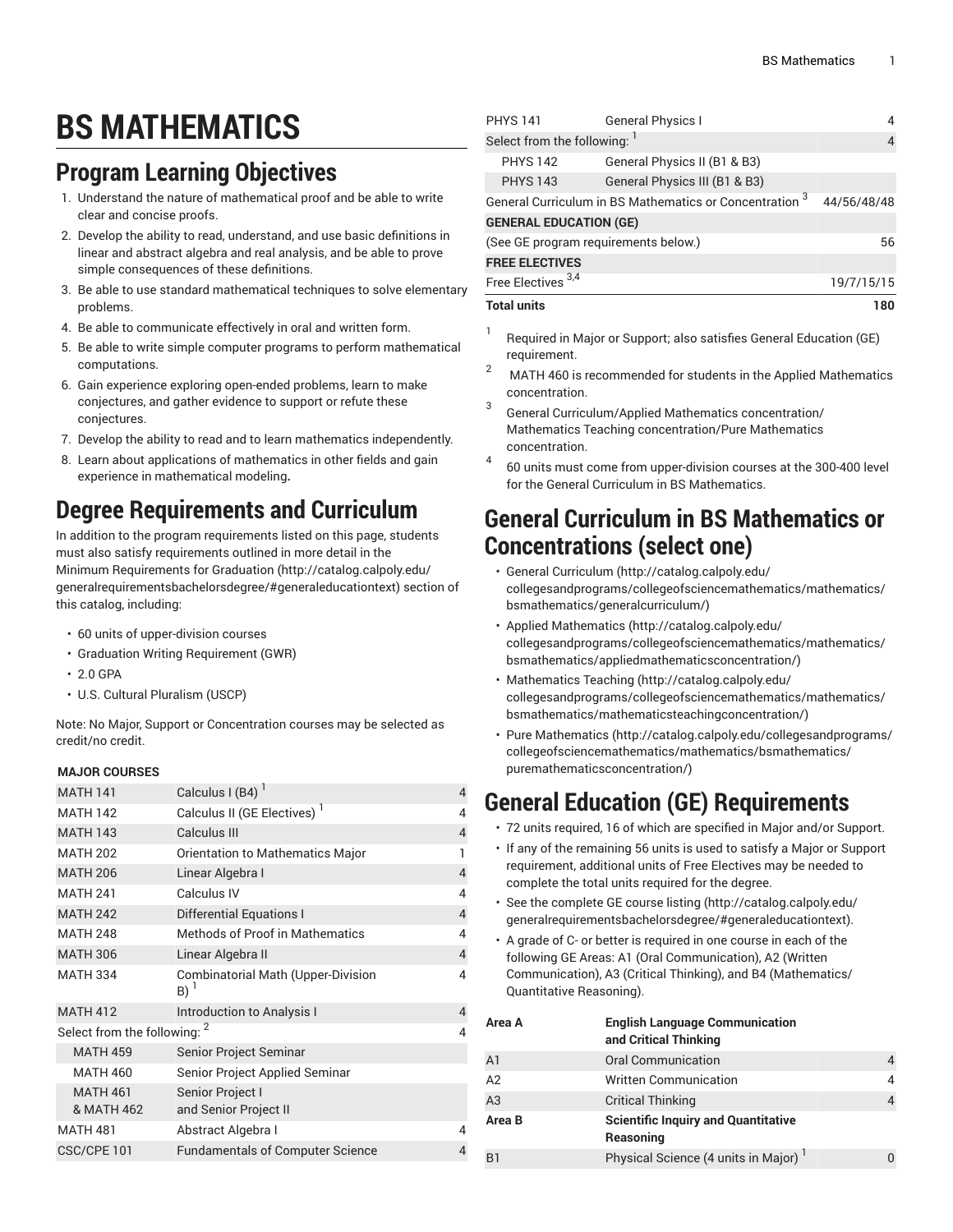# BS MATHEMATICS

## Program Learning Objectives

1. Understand the nature of mathematical proof and be able to write clear and concise proofs.
2. Develop the ability to read, understand, and use basic definitions in linear and abstract algebra and real analysis, and be able to prove simple consequences of these definitions.
3. Be able to use standard mathematical techniques to solve elementary problems.
4. Be able to communicate effectively in oral and written form.
5. Be able to write simple computer programs to perform mathematical computations.
6. Gain experience exploring open-ended problems, learn to make conjectures, and gather evidence to support or refute these conjectures.
7. Develop the ability to read and to learn mathematics independently.
8. Learn about applications of mathematics in other fields and gain experience in mathematical modeling**.**

## Degree Requirements and Curriculum

In addition to the program requirements listed on this page, students must also satisfy requirements outlined in more detail in the Minimum Requirements for Graduation (http://catalog.calpoly.edu/generalrequirementsbachelorsdegree/#generaleducationtext) section of this catalog, including:

- 60 units of upper-division courses
- Graduation Writing Requirement (GWR)
- 2.0 GPA
- U.S. Cultural Pluralism (USCP)

Note: No Major, Support or Concentration courses may be selected as credit/no credit.

| **MAJOR COURSES** | | |
|---|---|---|
| MATH 141 | Calculus I (B4) [1] | 4 |
| MATH 142 | Calculus II (GE Electives) [1] | 4 |
| MATH 143 | Calculus III | 4 |
| MATH 202 | Orientation to Mathematics Major | 1 |
| MATH 206 | Linear Algebra I | 4 |
| MATH 241 | Calculus IV | 4 |
| MATH 242 | Differential Equations I | 4 |
| MATH 248 | Methods of Proof in Mathematics | 4 |
| MATH 306 | Linear Algebra II | 4 |
| MATH 334 | Combinatorial Math (Upper-Division B) [1] | 4 |
| MATH 412 | Introduction to Analysis I | 4 |
| Select from the following: [2] | | 4 |
| MATH 459 | Senior Project Seminar | |
| MATH 460 | Senior Project Applied Seminar | |
| MATH 461 & MATH 462 | Senior Project I and Senior Project II | |
| MATH 481 | Abstract Algebra I | 4 |
| CSC/CPE 101 | Fundamentals of Computer Science | 4 |
| PHYS 141 | General Physics I | 4 |
| Select from the following: [1] | | 4 |
| PHYS 142 | General Physics II (B1 & B3) | |
| PHYS 143 | General Physics III (B1 & B3) | |
| General Curriculum in BS Mathematics or Concentration [3] | | 44/56/48/48 |
| **GENERAL EDUCATION (GE)** | | |
| (See GE program requirements below.) | | 56 |
| **FREE ELECTIVES** | | |
| Free Electives [3,4] | | 19/7/15/15 |
| **Total units** | | **180** |

[1] Required in Major or Support; also satisfies General Education (GE) requirement.

[2] MATH 460 is recommended for students in the Applied Mathematics concentration.

[3] General Curriculum/Applied Mathematics concentration/ Mathematics Teaching concentration/Pure Mathematics concentration.

[4] 60 units must come from upper-division courses at the 300-400 level for the General Curriculum in BS Mathematics.

## General Curriculum in BS Mathematics or Concentrations (select one)

- General Curriculum (http://catalog.calpoly.edu/collegesandprograms/collegeofsciencemathematics/mathematics/bsmathematics/generalcurriculum/)
- Applied Mathematics (http://catalog.calpoly.edu/collegesandprograms/collegeofsciencemathematics/mathematics/bsmathematics/appliedmathematicsconcentration/)
- Mathematics Teaching (http://catalog.calpoly.edu/collegesandprograms/collegeofsciencemathematics/mathematics/bsmathematics/mathematicsteachingconcentration/)
- Pure Mathematics (http://catalog.calpoly.edu/collegesandprograms/collegeofsciencemathematics/mathematics/bsmathematics/puremathematicsconcentration/)

## General Education (GE) Requirements

- 72 units required, 16 of which are specified in Major and/or Support.
- If any of the remaining 56 units is used to satisfy a Major or Support requirement, additional units of Free Electives may be needed to complete the total units required for the degree.
- See the complete GE course listing (http://catalog.calpoly.edu/generalrequirementsbachelorsdegree/#generaleducationtext).
- A grade of C- or better is required in one course in each of the following GE Areas: A1 (Oral Communication), A2 (Written Communication), A3 (Critical Thinking), and B4 (Mathematics/Quantitative Reasoning).

| **Area A** | **English Language Communication and Critical Thinking** | |
|---|---|---|
| A1 | Oral Communication | 4 |
| A2 | Written Communication | 4 |
| A3 | Critical Thinking | 4 |
| **Area B** | **Scientific Inquiry and Quantitative Reasoning** | |
| B1 | Physical Science (4 units in Major) [1] | 0 |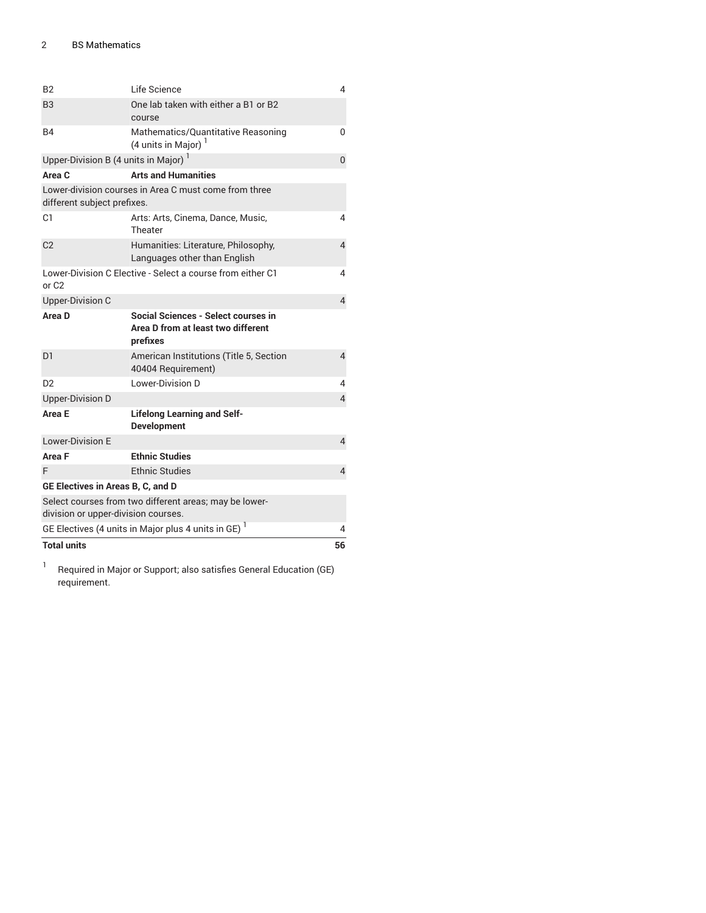| | | |
|---|---|---|
| B2 | Life Science | 4 |
| B3 | One lab taken with either a B1 or B2 course | |
| B4 | Mathematics/Quantitative Reasoning (4 units in Major) [1] | 0 |
| Upper-Division B (4 units in Major) [1] | | 0 |
| **Area C** | **Arts and Humanities** | |
| Lower-division courses in Area C must come from three different subject prefixes. | | |
| C1 | Arts: Arts, Cinema, Dance, Music, Theater | 4 |
| C2 | Humanities: Literature, Philosophy, Languages other than English | 4 |
| Lower-Division C Elective - Select a course from either C1 or C2 | | 4 |
| Upper-Division C | | 4 |
| **Area D** | **Social Sciences - Select courses in Area D from at least two different prefixes** | |
| D1 | American Institutions (Title 5, Section 40404 Requirement) | 4 |
| D2 | Lower-Division D | 4 |
| Upper-Division D | | 4 |
| **Area E** | **Lifelong Learning and Self-Development** | |
| Lower-Division E | | 4 |
| **Area F** | **Ethnic Studies** | |
| F | Ethnic Studies | 4 |
| **GE Electives in Areas B, C, and D** | | |
| Select courses from two different areas; may be lower-division or upper-division courses. | | |
| GE Electives (4 units in Major plus 4 units in GE) [1] | | 4 |
| **Total units** | | **56** |

[1] Required in Major or Support; also satisfies General Education (GE) requirement.